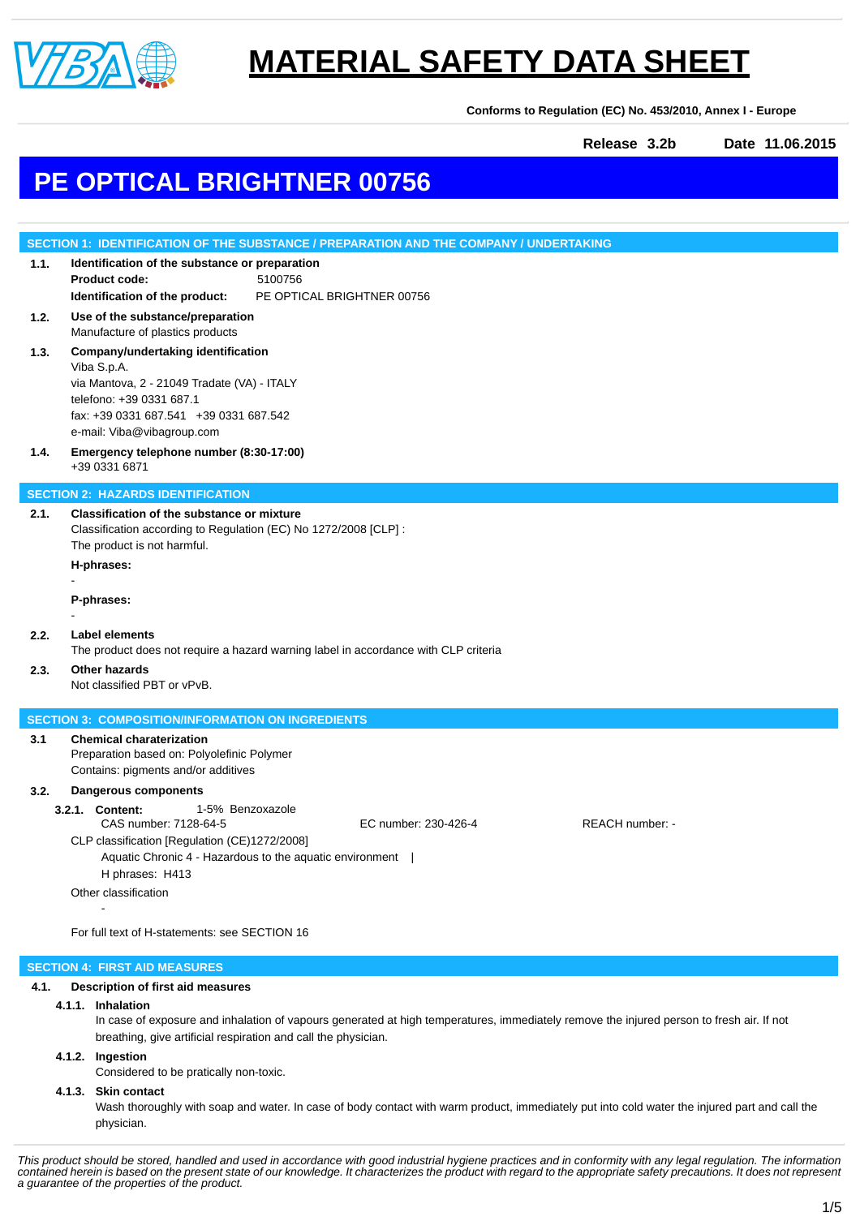# MATERIAL SAFETY DATA SHEET

**Conforms to Regulation (EC) No. 453/2010, Annex I - Europe**

**Release 3.2b** **Date 11.06.2015**

# PE OPTICAL BRIGHTNER 00756

## SECTION 1: IDENTIFICATION OF THE SUBSTANCE / PREPARATION AND THE COMPANY / UNDERTAKING

**1.1. Identification of the substance or preparation**

**Product code:** 5100756

**Identification of the product:** PE OPTICAL BRIGHTNER 00756

**1.2. Use of the substance/preparation**

Manufacture of plastics products

**1.3. Company/undertaking identification**

Viba S.p.A.
via Mantova, 2 - 21049 Tradate (VA) - ITALY
telefono: +39 0331 687.1
fax: +39 0331 687.541 +39 0331 687.542
e-mail: Viba@vibagroup.com

**1.4. Emergency telephone number (8:30-17:00)**

+39 0331 6871

## SECTION 2: HAZARDS IDENTIFICATION

**2.1. Classification of the substance or mixture**

Classification according to Regulation (EC) No 1272/2008 [CLP] :
The product is not harmful.

**H-phrases:**

-

**P-phrases:**

-

**2.2. Label elements**

The product does not require a hazard warning label in accordance with CLP criteria

**2.3. Other hazards**

Not classified PBT or vPvB.

## SECTION 3: COMPOSITION/INFORMATION ON INGREDIENTS

**3.1 Chemical charaterization**

Preparation based on: Polyolefinic Polymer
Contains: pigments and/or additives

**3.2. Dangerous components**

**3.2.1. Content:** 1-5% Benzoxazole

CAS number: 7128-64-5 EC number: 230-426-4 REACH number: -

CLP classification [Regulation (CE)1272/2008]

Aquatic Chronic 4 - Hazardous to the aquatic environment |

H phrases: H413

Other classification

-

For full text of H-statements: see SECTION 16

## SECTION 4: FIRST AID MEASURES

**4.1. Description of first aid measures**

**4.1.1. Inhalation**

In case of exposure and inhalation of vapours generated at high temperatures, immediately remove the injured person to fresh air. If not breathing, give artificial respiration and call the physician.

**4.1.2. Ingestion**

Considered to be pratically non-toxic.

**4.1.3. Skin contact**

Wash thoroughly with soap and water. In case of body contact with warm product, immediately put into cold water the injured part and call the physician.

*This product should be stored, handled and used in accordance with good industrial hygiene practices and in conformity with any legal regulation. The information contained herein is based on the present state of our knowledge. It characterizes the product with regard to the appropriate safety precautions. It does not represent a guarantee of the properties of the product.*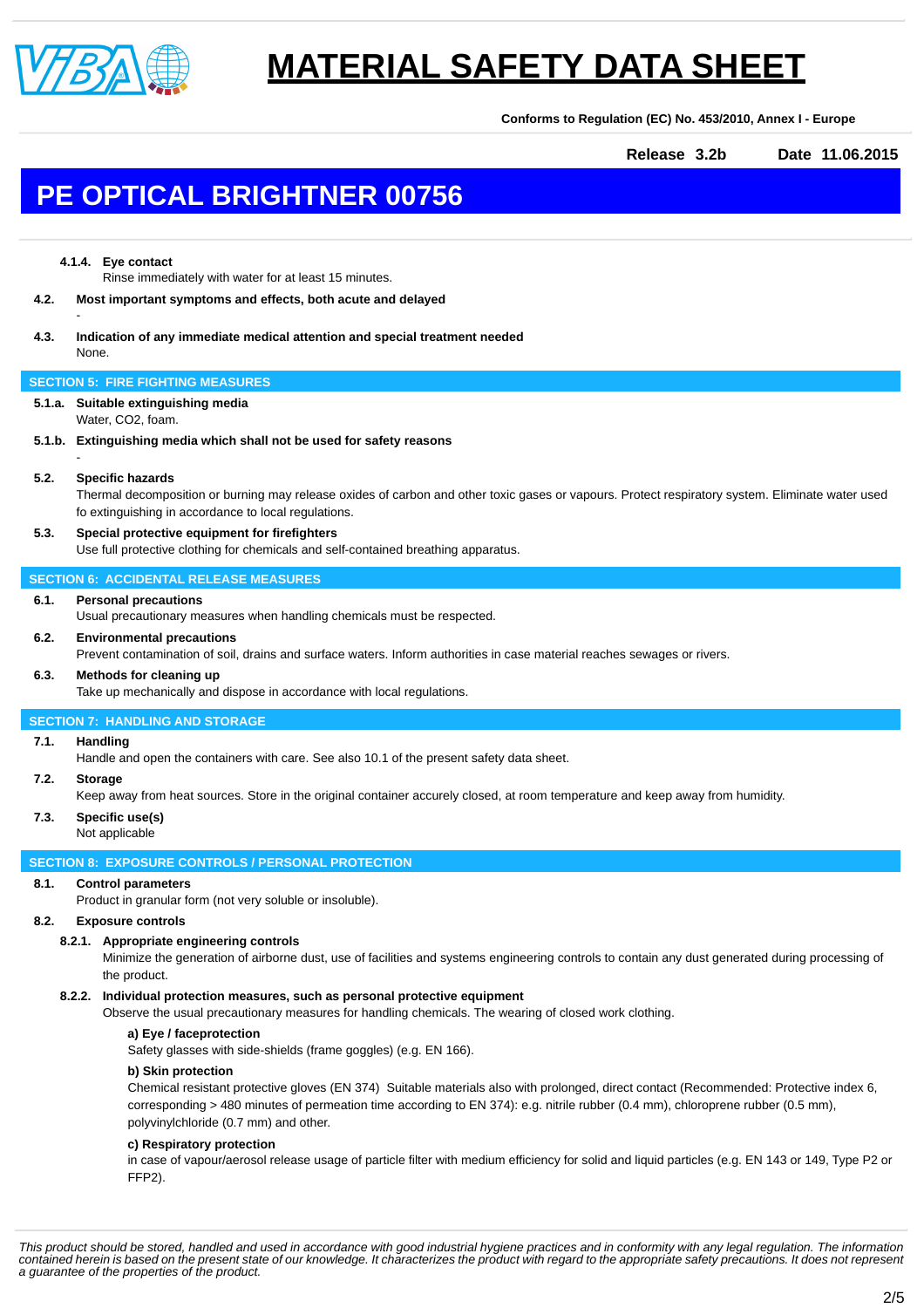**4.1.4. Eye contact**

Rinse immediately with water for at least 15 minutes.

**4.2. Most important symptoms and effects, both acute and delayed**

-

**4.3. Indication of any immediate medical attention and special treatment needed**

None.

## SECTION 5: FIRE FIGHTING MEASURES

**5.1.a. Suitable extinguishing media**

Water, $CO_2$, foam.

**5.1.b. Extinguishing media which shall not be used for safety reasons**

-

**5.2. Specific hazards**

Thermal decomposition or burning may release oxides of carbon and other toxic gases or vapours. Protect respiratory system. Eliminate water used fo extinguishing in accordance to local regulations.

**5.3. Special protective equipment for firefighters**

Use full protective clothing for chemicals and self-contained breathing apparatus.

## SECTION 6: ACCIDENTAL RELEASE MEASURES

**6.1. Personal precautions**

Usual precautionary measures when handling chemicals must be respected.

**6.2. Environmental precautions**

Prevent contamination of soil, drains and surface waters. Inform authorities in case material reaches sewages or rivers.

**6.3. Methods for cleaning up**

Take up mechanically and dispose in accordance with local regulations.

## SECTION 7: HANDLING AND STORAGE

**7.1. Handling**

Handle and open the containers with care. See also 10.1 of the present safety data sheet.

**7.2. Storage**

Keep away from heat sources. Store in the original container accurely closed, at room temperature and keep away from humidity.

**7.3. Specific use(s)**

Not applicable

## SECTION 8: EXPOSURE CONTROLS / PERSONAL PROTECTION

**8.1. Control parameters**

Product in granular form (not very soluble or insoluble).

**8.2. Exposure controls**

**8.2.1. Appropriate engineering controls**

Minimize the generation of airborne dust, use of facilities and systems engineering controls to contain any dust generated during processing of the product.

**8.2.2. Individual protection measures, such as personal protective equipment**

Observe the usual precautionary measures for handling chemicals. The wearing of closed work clothing.

**a) Eye / faceprotection**

Safety glasses with side-shields (frame goggles) (e.g. EN 166).

**b) Skin protection**

Chemical resistant protective gloves (EN 374) Suitable materials also with prolonged, direct contact (Recommended: Protective index 6, corresponding > 480 minutes of permeation time according to EN 374): e.g. nitrile rubber (0.4 mm), chloroprene rubber (0.5 mm), polyvinylchloride (0.7 mm) and other.

**c) Respiratory protection**

in case of vapour/aerosol release usage of particle filter with medium efficiency for solid and liquid particles (e.g. EN 143 or 149, Type P2 or FFP2).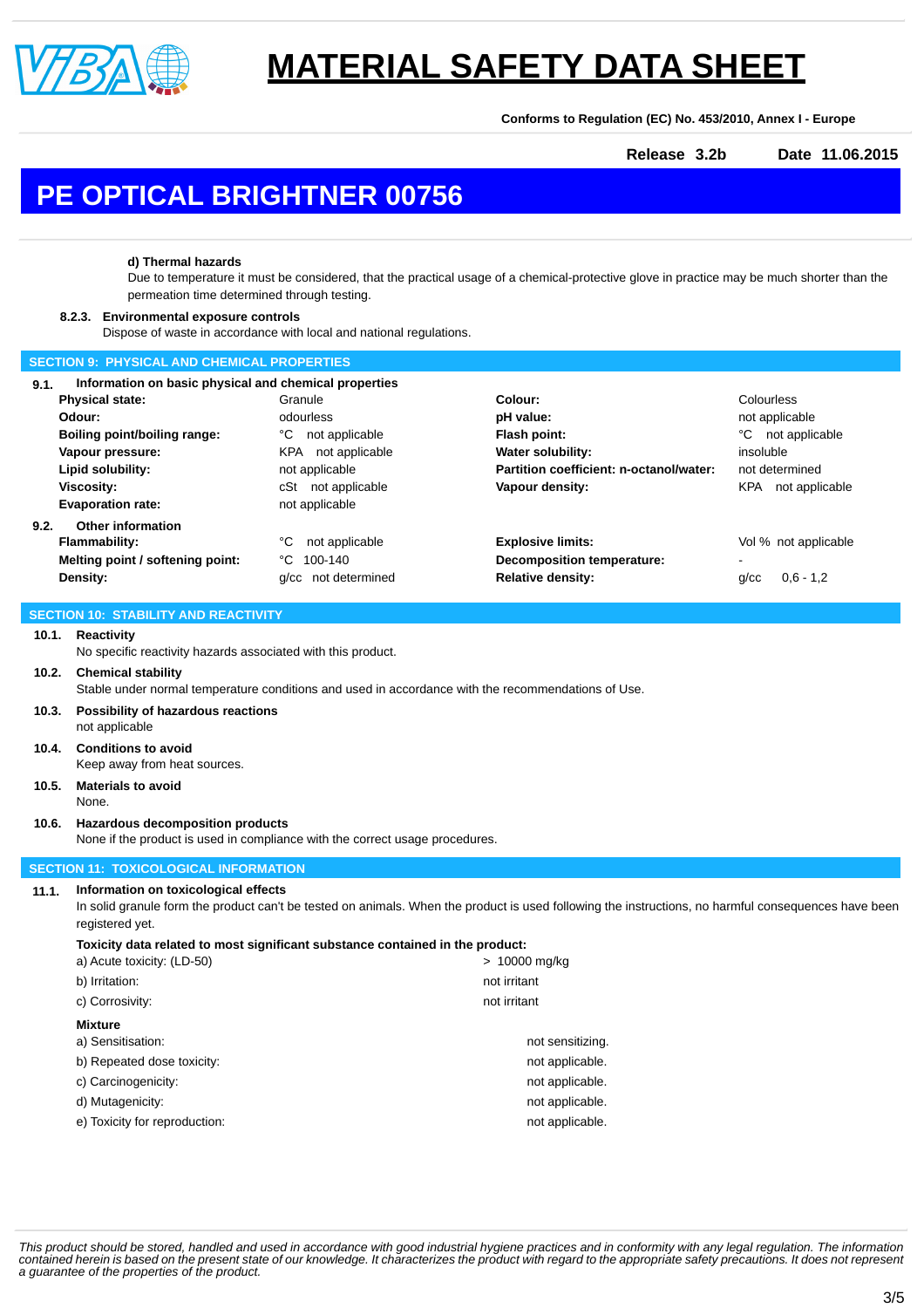**d) Thermal hazards**

Due to temperature it must be considered, that the practical usage of a chemical-protective glove in practice may be much shorter than the permeation time determined through testing.

**8.2.3. Environmental exposure controls**

Dispose of waste in accordance with local and national regulations.

## SECTION 9: PHYSICAL AND CHEMICAL PROPERTIES

**9.1. Information on basic physical and chemical properties**

| | | | |
|---|---|---|---|
| **Physical state:** | Granule | **Colour:** | Colourless |
| **Odour:** | odourless | **pH value:** | not applicable |
| **Boiling point/boiling range:** | °C not applicable | **Flash point:** | °C not applicable |
| **Vapour pressure:** | KPA not applicable | **Water solubility:** | insoluble |
| **Lipid solubility:** | not applicable | **Partition coefficient: n-octanol/water:** | not determined |
| **Viscosity:** | cSt not applicable | **Vapour density:** | KPA not applicable |
| **Evaporation rate:** | not applicable | | |

**9.2. Other information**

| | | | |
|---|---|---|---|
| **Flammability:** | °C not applicable | **Explosive limits:** | Vol % not applicable |
| **Melting point / softening point:** | °C 100-140 | **Decomposition temperature:** | - |
| **Density:** | g/cc not determined | **Relative density:** | g/cc 0,6 - 1,2 |

## SECTION 10: STABILITY AND REACTIVITY

**10.1. Reactivity**

No specific reactivity hazards associated with this product.

**10.2. Chemical stability**

Stable under normal temperature conditions and used in accordance with the recommendations of Use.

**10.3. Possibility of hazardous reactions**

not applicable

**10.4. Conditions to avoid**

Keep away from heat sources.

**10.5. Materials to avoid**

None.

**10.6. Hazardous decomposition products**

None if the product is used in compliance with the correct usage procedures.

## SECTION 11: TOXICOLOGICAL INFORMATION

**11.1. Information on toxicological effects**

In solid granule form the product can't be tested on animals. When the product is used following the instructions, no harmful consequences have been registered yet.

**Toxicity data related to most significant substance contained in the product:**

| | |
|---|---|
| a) Acute toxicity: (LD-50) | > 10000 mg/kg |
| b) Irritation: | not irritant |
| c) Corrosivity: | not irritant |

**Mixture**

| | |
|---|---|
| a) Sensitisation: | not sensitizing. |
| b) Repeated dose toxicity: | not applicable. |
| c) Carcinogenicity: | not applicable. |
| d) Mutagenicity: | not applicable. |
| e) Toxicity for reproduction: | not applicable. |

*This product should be stored, handled and used in accordance with good industrial hygiene practices and in conformity with any legal regulation. The information contained herein is based on the present state of our knowledge. It characterizes the product with regard to the appropriate safety precautions. It does not represent a guarantee of the properties of the product.*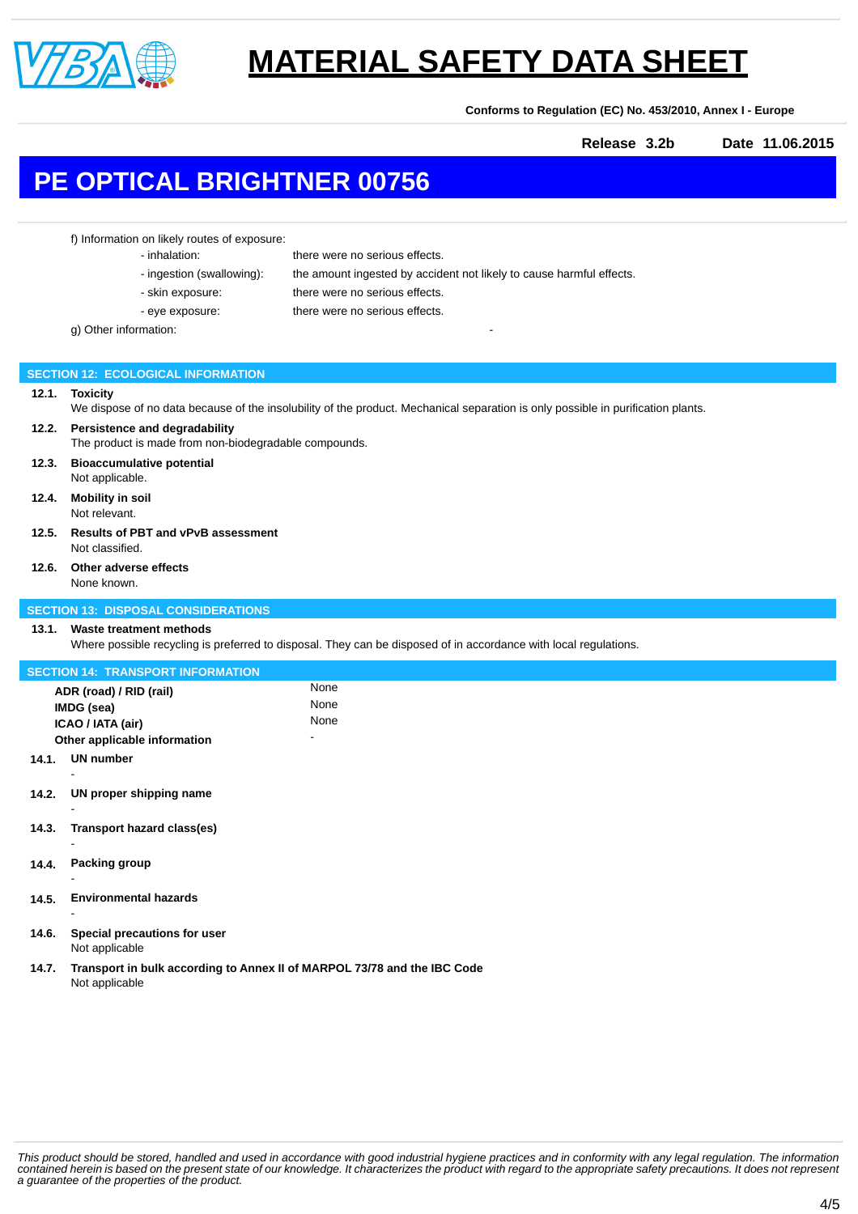f) Information on likely routes of exposure:

| | |
|---|---|
| - inhalation: | there were no serious effects. |
| - ingestion (swallowing): | the amount ingested by accident not likely to cause harmful effects. |
| - skin exposure: | there were no serious effects. |
| - eye exposure: | there were no serious effects. |

g) Other information: -

## SECTION 12: ECOLOGICAL INFORMATION

**12.1. Toxicity**
We dispose of no data because of the insolubility of the product. Mechanical separation is only possible in purification plants.

**12.2. Persistence and degradability**
The product is made from non-biodegradable compounds.

**12.3. Bioaccumulative potential**
Not applicable.

**12.4. Mobility in soil**
Not relevant.

**12.5. Results of PBT and vPvB assessment**
Not classified.

**12.6. Other adverse effects**
None known.

## SECTION 13: DISPOSAL CONSIDERATIONS

**13.1. Waste treatment methods**
Where possible recycling is preferred to disposal. They can be disposed of in accordance with local regulations.

## SECTION 14: TRANSPORT INFORMATION

| | |
|---|---|
| **ADR (road) / RID (rail)** | None |
| **IMDG (sea)** | None |
| **ICAO / IATA (air)** | None |
| **Other applicable information** | - |

**14.1. UN number**
-

**14.2. UN proper shipping name**
-

**14.3. Transport hazard class(es)**
-

**14.4. Packing group**
-

**14.5. Environmental hazards**
-

**14.6. Special precautions for user**
Not applicable

**14.7. Transport in bulk according to Annex II of MARPOL 73/78 and the IBC Code**
Not applicable

*This product should be stored, handled and used in accordance with good industrial hygiene practices and in conformity with any legal regulation. The information contained herein is based on the present state of our knowledge. It characterizes the product with regard to the appropriate safety precautions. It does not represent a guarantee of the properties of the product.*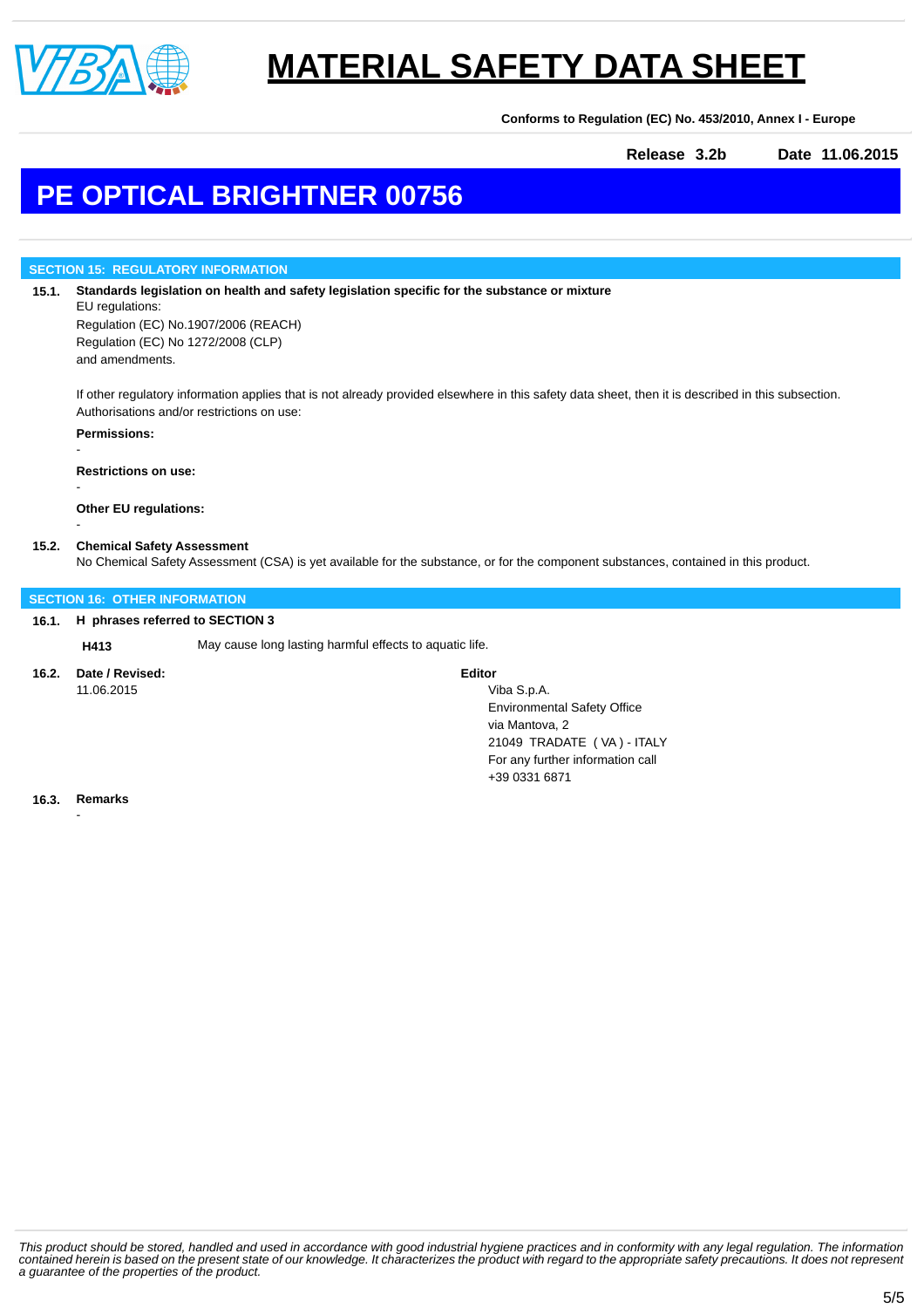# MATERIAL SAFETY DATA SHEET

**Conforms to Regulation (EC) No. 453/2010, Annex I - Europe**

**Release 3.2b** **Date 11.06.2015**

# PE OPTICAL BRIGHTNER 00756

## SECTION 15: REGULATORY INFORMATION

**15.1. Standards legislation on health and safety legislation specific for the substance or mixture**

EU regulations:
Regulation (EC) No.1907/2006 (REACH)
Regulation (EC) No 1272/2008 (CLP)
and amendments.

If other regulatory information applies that is not already provided elsewhere in this safety data sheet, then it is described in this subsection.
Authorisations and/or restrictions on use:

**Permissions:**

-

**Restrictions on use:**

-

**Other EU regulations:**

-

**15.2. Chemical Safety Assessment**

No Chemical Safety Assessment (CSA) is yet available for the substance, or for the component substances, contained in this product.

## SECTION 16: OTHER INFORMATION

**16.1. H phrases referred to SECTION 3**

| | |
|---|---|
| **H413** | May cause long lasting harmful effects to aquatic life. |

**16.2. Date / Revised:**
11.06.2015

**Editor**
Viba S.p.A.
Environmental Safety Office
via Mantova, 2
21049 TRADATE ( VA ) - ITALY
For any further information call
+39 0331 6871

**16.3. Remarks**

-

*This product should be stored, handled and used in accordance with good industrial hygiene practices and in conformity with any legal regulation. The information contained herein is based on the present state of our knowledge. It characterizes the product with regard to the appropriate safety precautions. It does not represent a guarantee of the properties of the product.*